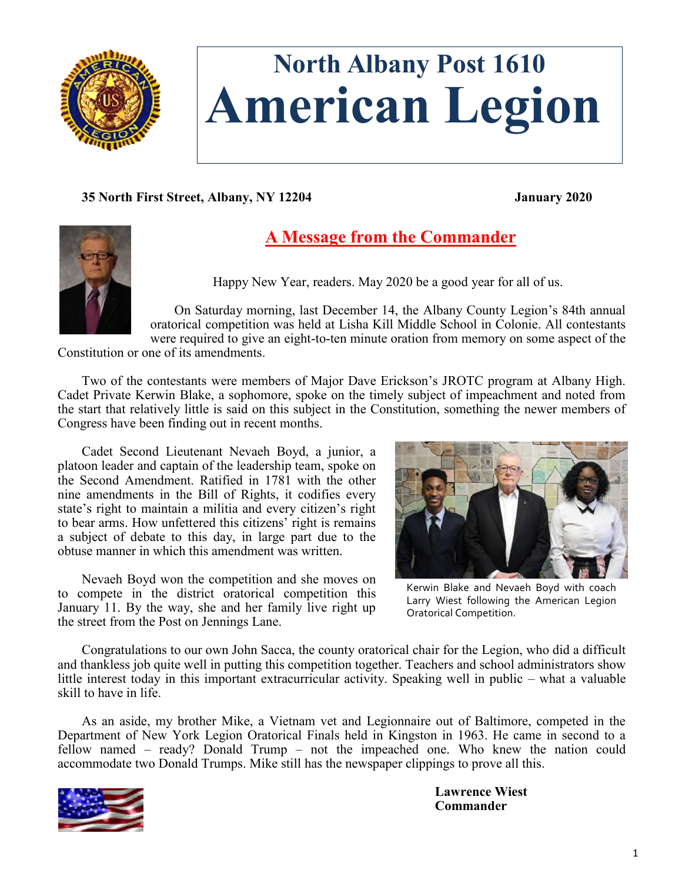# North Albany Post 1610
# American Legion

**35 North First Street, Albany, NY 12204** **January 2020**

## A Message from the Commander

Happy New Year, readers. May 2020 be a good year for all of us.

On Saturday morning, last December 14, the Albany County Legion's 84th annual oratorical competition was held at Lisha Kill Middle School in Colonie. All contestants were required to give an eight-to-ten minute oration from memory on some aspect of the Constitution or one of its amendments.

Two of the contestants were members of Major Dave Erickson's JROTC program at Albany High. Cadet Private Kerwin Blake, a sophomore, spoke on the timely subject of impeachment and noted from the start that relatively little is said on this subject in the Constitution, something the newer members of Congress have been finding out in recent months.

Cadet Second Lieutenant Nevaeh Boyd, a junior, a platoon leader and captain of the leadership team, spoke on the Second Amendment. Ratified in 1781 with the other nine amendments in the Bill of Rights, it codifies every state's right to maintain a militia and every citizen's right to bear arms. How unfettered this citizens' right is remains a subject of debate to this day, in large part due to the obtuse manner in which this amendment was written.

Kerwin Blake and Nevaeh Boyd with coach Larry Wiest following the American Legion Oratorical Competition.

Nevaeh Boyd won the competition and she moves on to compete in the district oratorical competition this January 11. By the way, she and her family live right up the street from the Post on Jennings Lane.

Congratulations to our own John Sacca, the county oratorical chair for the Legion, who did a difficult and thankless job quite well in putting this competition together. Teachers and school administrators show little interest today in this important extracurricular activity. Speaking well in public – what a valuable skill to have in life.

As an aside, my brother Mike, a Vietnam vet and Legionnaire out of Baltimore, competed in the Department of New York Legion Oratorical Finals held in Kingston in 1963. He came in second to a fellow named – ready? Donald Trump – not the impeached one. Who knew the nation could accommodate two Donald Trumps. Mike still has the newspaper clippings to prove all this.

**Lawrence Wiest**
**Commander**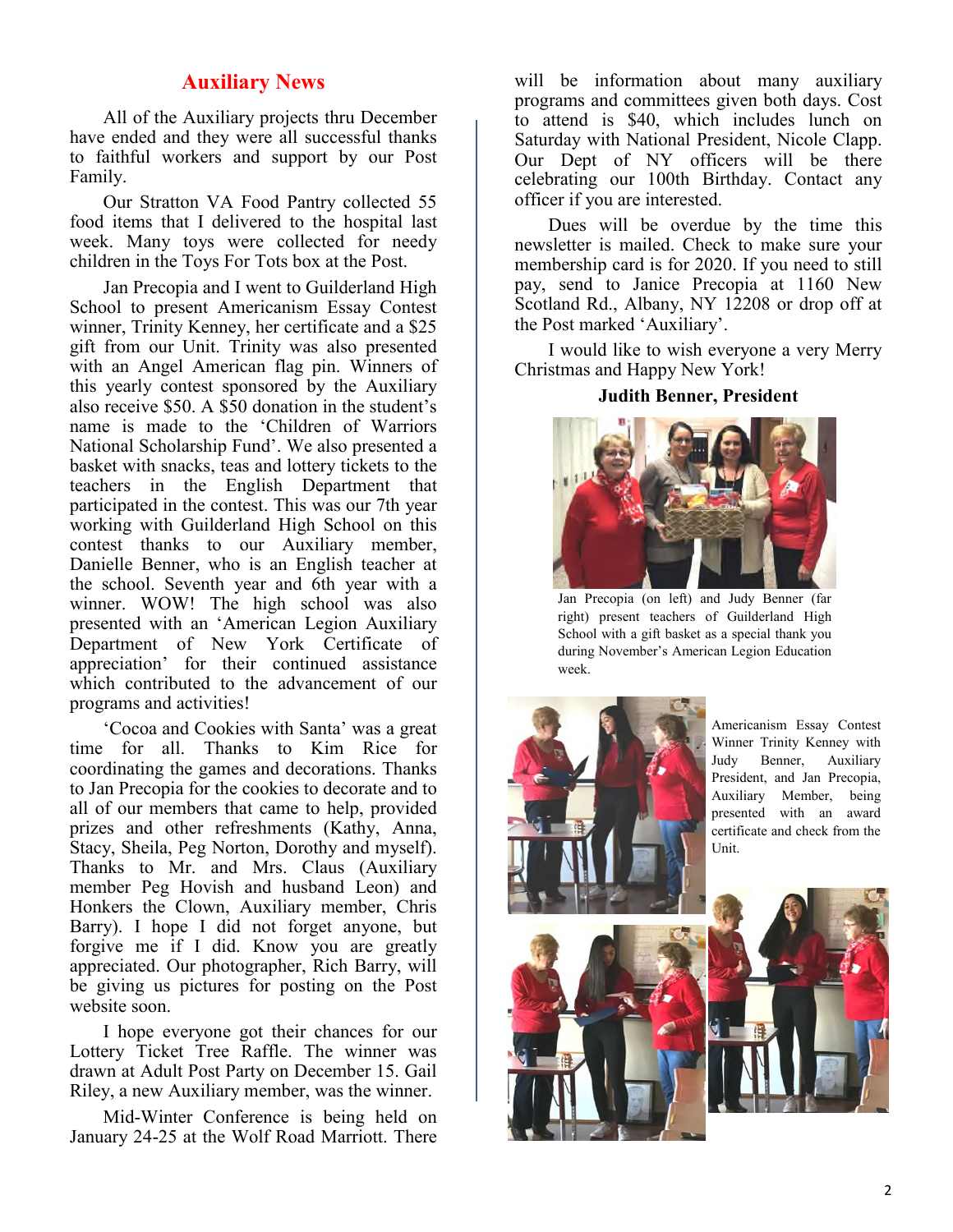## Auxiliary News

All of the Auxiliary projects thru December have ended and they were all successful thanks to faithful workers and support by our Post Family.

Our Stratton VA Food Pantry collected 55 food items that I delivered to the hospital last week. Many toys were collected for needy children in the Toys For Tots box at the Post.

Jan Precopia and I went to Guilderland High School to present Americanism Essay Contest winner, Trinity Kenney, her certificate and a $25 gift from our Unit. Trinity was also presented with an Angel American flag pin. Winners of this yearly contest sponsored by the Auxiliary also receive $50. A $50 donation in the student's name is made to the 'Children of Warriors National Scholarship Fund'. We also presented a basket with snacks, teas and lottery tickets to the teachers in the English Department that participated in the contest. This was our 7th year working with Guilderland High School on this contest thanks to our Auxiliary member, Danielle Benner, who is an English teacher at the school. Seventh year and 6th year with a winner. WOW! The high school was also presented with an 'American Legion Auxiliary Department of New York Certificate of appreciation' for their continued assistance which contributed to the advancement of our programs and activities!

'Cocoa and Cookies with Santa' was a great time for all. Thanks to Kim Rice for coordinating the games and decorations. Thanks to Jan Precopia for the cookies to decorate and to all of our members that came to help, provided prizes and other refreshments (Kathy, Anna, Stacy, Sheila, Peg Norton, Dorothy and myself). Thanks to Mr. and Mrs. Claus (Auxiliary member Peg Hovish and husband Leon) and Honkers the Clown, Auxiliary member, Chris Barry). I hope I did not forget anyone, but forgive me if I did. Know you are greatly appreciated. Our photographer, Rich Barry, will be giving us pictures for posting on the Post website soon.

I hope everyone got their chances for our Lottery Ticket Tree Raffle. The winner was drawn at Adult Post Party on December 15. Gail Riley, a new Auxiliary member, was the winner.

Mid-Winter Conference is being held on January 24-25 at the Wolf Road Marriott. There will be information about many auxiliary programs and committees given both days. Cost to attend is $40, which includes lunch on Saturday with National President, Nicole Clapp. Our Dept of NY officers will be there celebrating our 100th Birthday. Contact any officer if you are interested.

Dues will be overdue by the time this newsletter is mailed. Check to make sure your membership card is for 2020. If you need to still pay, send to Janice Precopia at 1160 New Scotland Rd., Albany, NY 12208 or drop off at the Post marked 'Auxiliary'.

I would like to wish everyone a very Merry Christmas and Happy New York!

**Judith Benner, President**

Jan Precopia (on left) and Judy Benner (far right) present teachers of Guilderland High School with a gift basket as a special thank you during November's American Legion Education week.

Americanism Essay Contest Winner Trinity Kenney with Judy Benner, Auxiliary President, and Jan Precopia, Auxiliary Member, being presented with an award certificate and check from the Unit.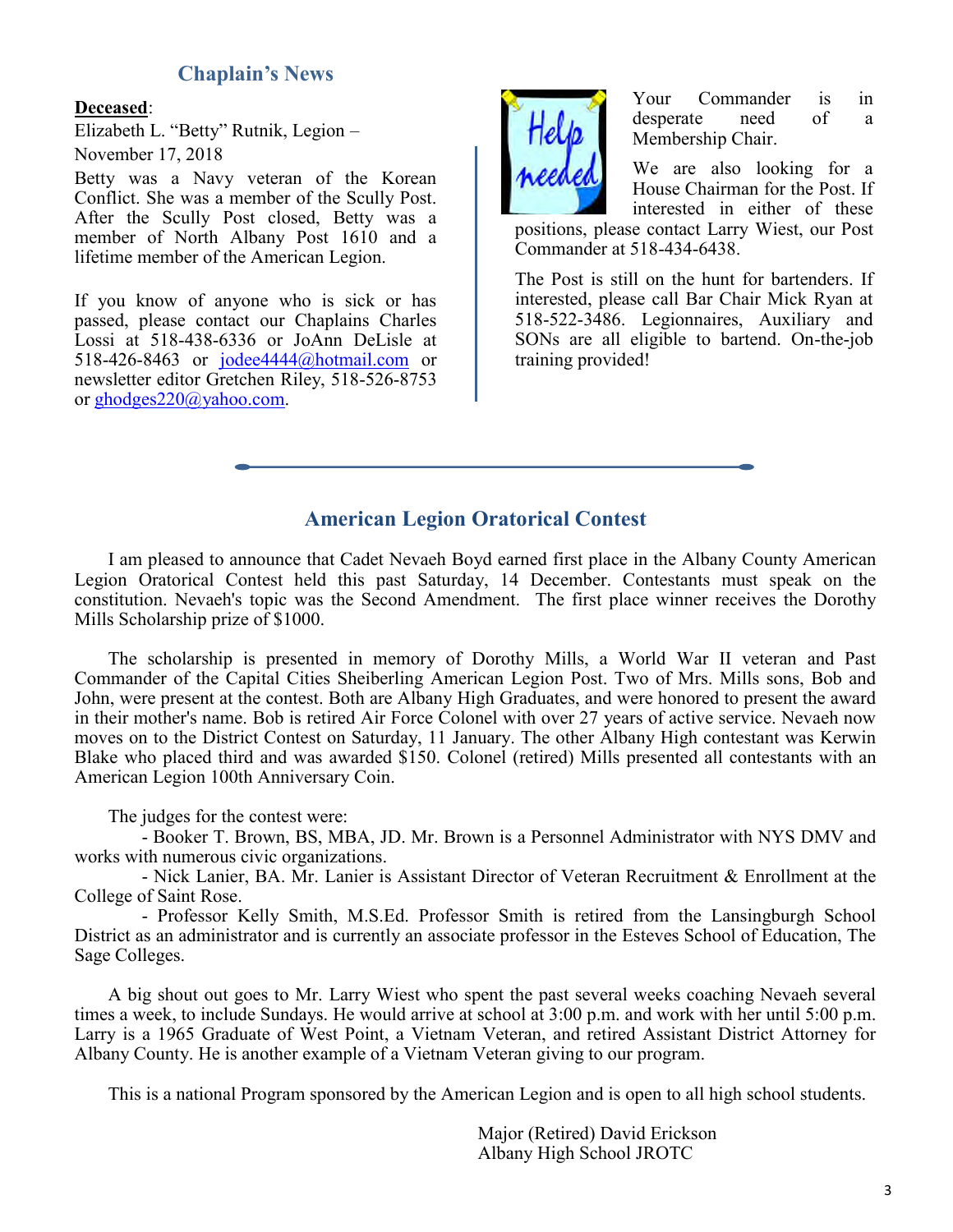## Chaplain's News

**Deceased**:

Elizabeth L. "Betty" Rutnik, Legion – November 17, 2018

Betty was a Navy veteran of the Korean Conflict. She was a member of the Scully Post. After the Scully Post closed, Betty was a member of North Albany Post 1610 and a lifetime member of the American Legion.

If you know of anyone who is sick or has passed, please contact our Chaplains Charles Lossi at 518-438-6336 or JoAnn DeLisle at 518-426-8463 or jodee4444@hotmail.com or newsletter editor Gretchen Riley, 518-526-8753 or ghodges220@yahoo.com.

Your Commander is in desperate need of a Membership Chair.

We are also looking for a House Chairman for the Post. If interested in either of these positions, please contact Larry Wiest, our Post Commander at 518-434-6438.

The Post is still on the hunt for bartenders. If interested, please call Bar Chair Mick Ryan at 518-522-3486. Legionnaires, Auxiliary and SONs are all eligible to bartend. On-the-job training provided!

## American Legion Oratorical Contest

I am pleased to announce that Cadet Nevaeh Boyd earned first place in the Albany County American Legion Oratorical Contest held this past Saturday, 14 December. Contestants must speak on the constitution. Nevaeh's topic was the Second Amendment. The first place winner receives the Dorothy Mills Scholarship prize of $1000.

The scholarship is presented in memory of Dorothy Mills, a World War II veteran and Past Commander of the Capital Cities Sheiberling American Legion Post. Two of Mrs. Mills sons, Bob and John, were present at the contest. Both are Albany High Graduates, and were honored to present the award in their mother's name. Bob is retired Air Force Colonel with over 27 years of active service. Nevaeh now moves on to the District Contest on Saturday, 11 January. The other Albany High contestant was Kerwin Blake who placed third and was awarded $150. Colonel (retired) Mills presented all contestants with an American Legion 100th Anniversary Coin.

The judges for the contest were:

- Booker T. Brown, BS, MBA, JD. Mr. Brown is a Personnel Administrator with NYS DMV and works with numerous civic organizations.
- Nick Lanier, BA. Mr. Lanier is Assistant Director of Veteran Recruitment & Enrollment at the College of Saint Rose.
- Professor Kelly Smith, M.S.Ed. Professor Smith is retired from the Lansingburgh School District as an administrator and is currently an associate professor in the Esteves School of Education, The Sage Colleges.

A big shout out goes to Mr. Larry Wiest who spent the past several weeks coaching Nevaeh several times a week, to include Sundays. He would arrive at school at 3:00 p.m. and work with her until 5:00 p.m. Larry is a 1965 Graduate of West Point, a Vietnam Veteran, and retired Assistant District Attorney for Albany County. He is another example of a Vietnam Veteran giving to our program.

This is a national Program sponsored by the American Legion and is open to all high school students.

Major (Retired) David Erickson
Albany High School JROTC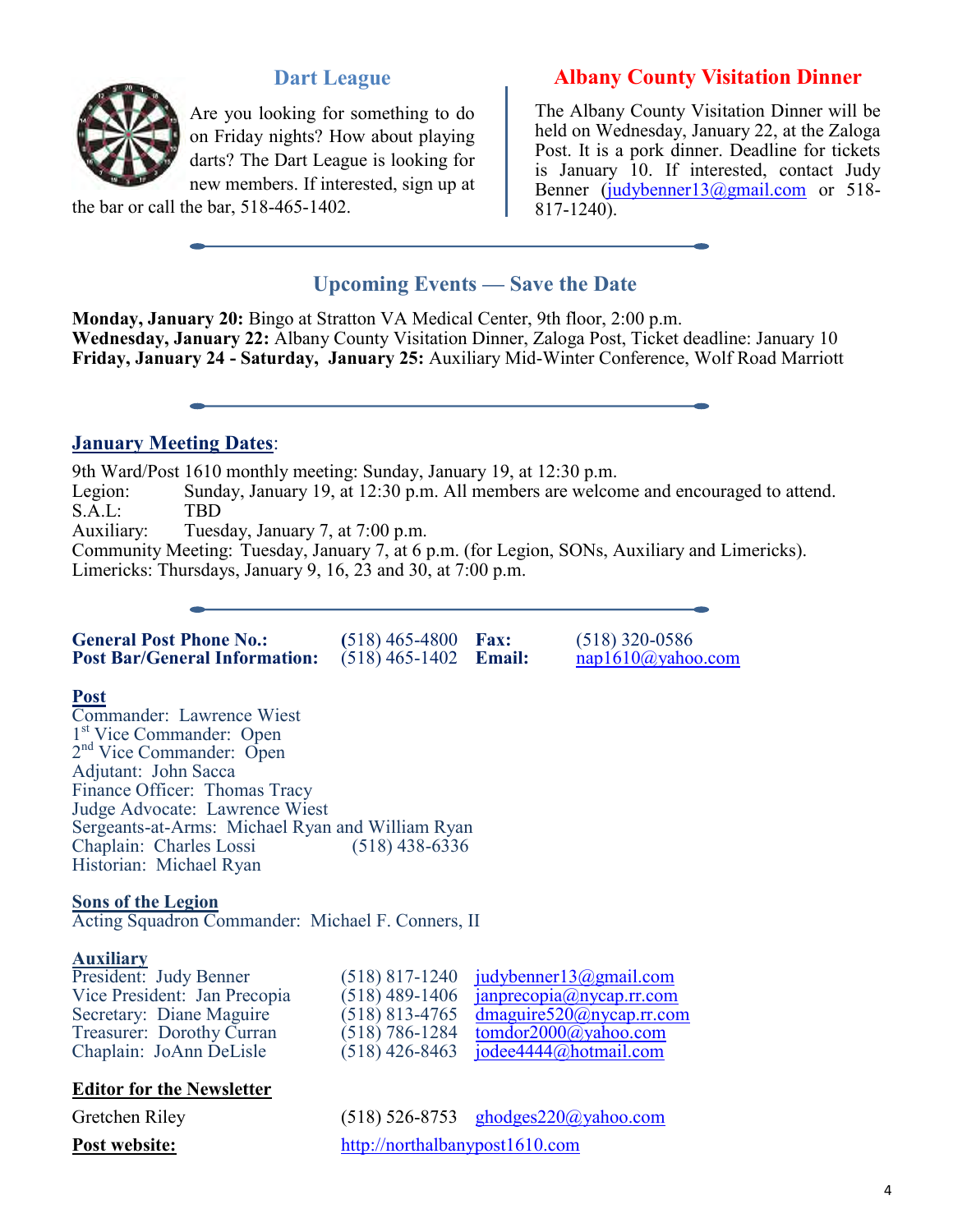## Dart League

Are you looking for something to do on Friday nights? How about playing darts? The Dart League is looking for new members. If interested, sign up at the bar or call the bar, 518-465-1402.

## Albany County Visitation Dinner

The Albany County Visitation Dinner will be held on Wednesday, January 22, at the Zaloga Post. It is a pork dinner. Deadline for tickets is January 10. If interested, contact Judy Benner (judybenner13@gmail.com or 518-817-1240).

## Upcoming Events — Save the Date

**Monday, January 20:** Bingo at Stratton VA Medical Center, 9th floor, 2:00 p.m.
**Wednesday, January 22:** Albany County Visitation Dinner, Zaloga Post, Ticket deadline: January 10
**Friday, January 24 - Saturday, January 25:** Auxiliary Mid-Winter Conference, Wolf Road Marriott

**January Meeting Dates**:

9th Ward/Post 1610 monthly meeting: Sunday, January 19, at 12:30 p.m.
Legion: Sunday, January 19, at 12:30 p.m. All members are welcome and encouraged to attend.
S.A.L: TBD
Auxiliary: Tuesday, January 7, at 7:00 p.m.
Community Meeting: Tuesday, January 7, at 6 p.m. (for Legion, SONs, Auxiliary and Limericks).
Limericks: Thursdays, January 9, 16, 23 and 30, at 7:00 p.m.

| | | | |
|---|---|---|---|
| **General Post Phone No.:** | (518) 465-4800 | **Fax:** | (518) 320-0586 |
| **Post Bar/General Information:** | (518) 465-1402 | **Email:** | nap1610@yahoo.com |

**Post**

Commander: Lawrence Wiest
1st Vice Commander: Open
2nd Vice Commander: Open
Adjutant: John Sacca
Finance Officer: Thomas Tracy
Judge Advocate: Lawrence Wiest
Sergeants-at-Arms: Michael Ryan and William Ryan
Chaplain: Charles Lossi (518) 438-6336
Historian: Michael Ryan

**Sons of the Legion**

Acting Squadron Commander: Michael F. Conners, II

**Auxiliary**

| | | |
|---|---|---|
| President: Judy Benner | (518) 817-1240 | judybenner13@gmail.com |
| Vice President: Jan Precopia | (518) 489-1406 | janprecopia@nycap.rr.com |
| Secretary: Diane Maguire | (518) 813-4765 | dmaguire520@nycap.rr.com |
| Treasurer: Dorothy Curran | (518) 786-1284 | tomdor2000@yahoo.com |
| Chaplain: JoAnn DeLisle | (518) 426-8463 | jodee4444@hotmail.com |

**Editor for the Newsletter**

Gretchen Riley (518) 526-8753 ghodges220@yahoo.com

**Post website:** http://northalbanypost1610.com